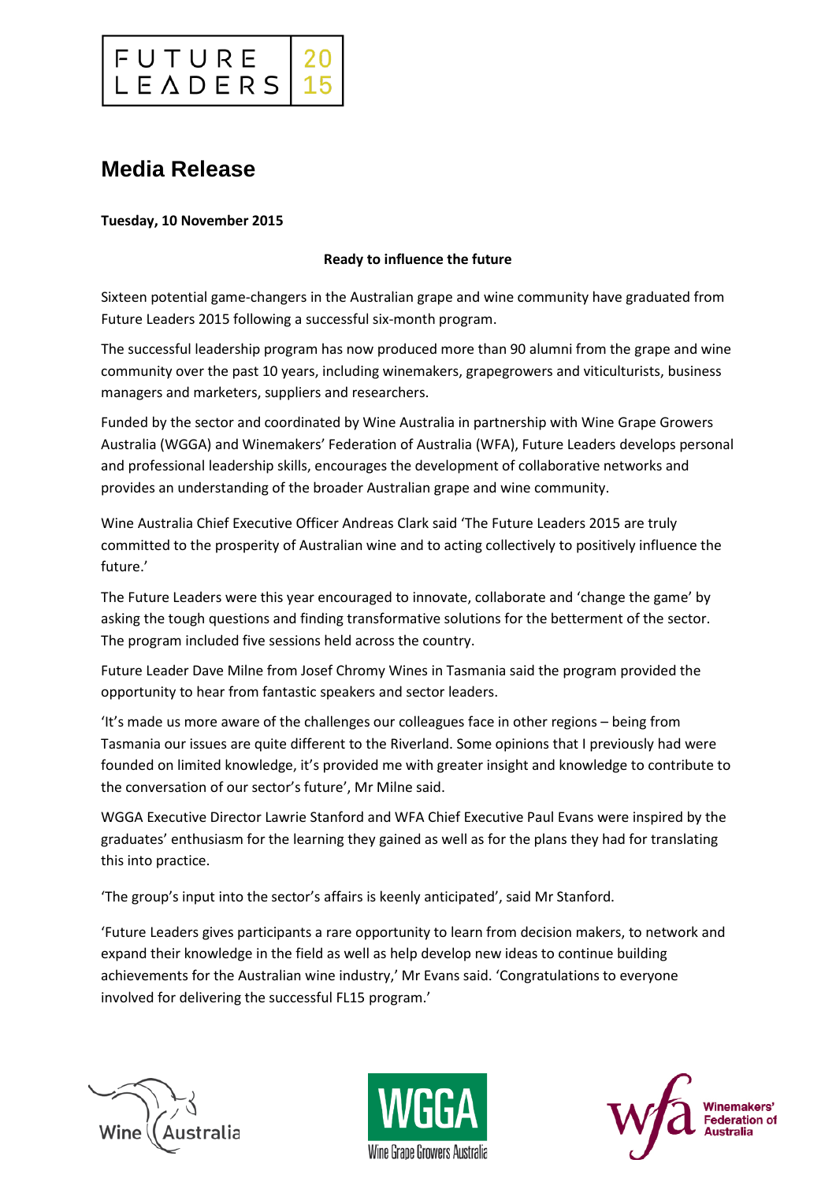FUTURE LEADERS 2015

# Media Release

**Tuesday, 10 November 2015**

**Ready to influence the future**

Sixteen potential game-changers in the Australian grape and wine community have graduated from Future Leaders 2015 following a successful six-month program.

The successful leadership program has now produced more than 90 alumni from the grape and wine community over the past 10 years, including winemakers, grapegrowers and viticulturists, business managers and marketers, suppliers and researchers.

Funded by the sector and coordinated by Wine Australia in partnership with Wine Grape Growers Australia (WGGA) and Winemakers' Federation of Australia (WFA), Future Leaders develops personal and professional leadership skills, encourages the development of collaborative networks and provides an understanding of the broader Australian grape and wine community.

Wine Australia Chief Executive Officer Andreas Clark said 'The Future Leaders 2015 are truly committed to the prosperity of Australian wine and to acting collectively to positively influence the future.'

The Future Leaders were this year encouraged to innovate, collaborate and 'change the game' by asking the tough questions and finding transformative solutions for the betterment of the sector. The program included five sessions held across the country.

Future Leader Dave Milne from Josef Chromy Wines in Tasmania said the program provided the opportunity to hear from fantastic speakers and sector leaders.

'It's made us more aware of the challenges our colleagues face in other regions – being from Tasmania our issues are quite different to the Riverland. Some opinions that I previously had were founded on limited knowledge, it's provided me with greater insight and knowledge to contribute to the conversation of our sector's future', Mr Milne said.

WGGA Executive Director Lawrie Stanford and WFA Chief Executive Paul Evans were inspired by the graduates' enthusiasm for the learning they gained as well as for the plans they had for translating this into practice.

'The group's input into the sector's affairs is keenly anticipated', said Mr Stanford.

'Future Leaders gives participants a rare opportunity to learn from decision makers, to network and expand their knowledge in the field as well as help develop new ideas to continue building achievements for the Australian wine industry,' Mr Evans said. 'Congratulations to everyone involved for delivering the successful FL15 program.'

Wine Australia | WGGA Wine Grape Growers Australia | wfa Winemakers' Federation of Australia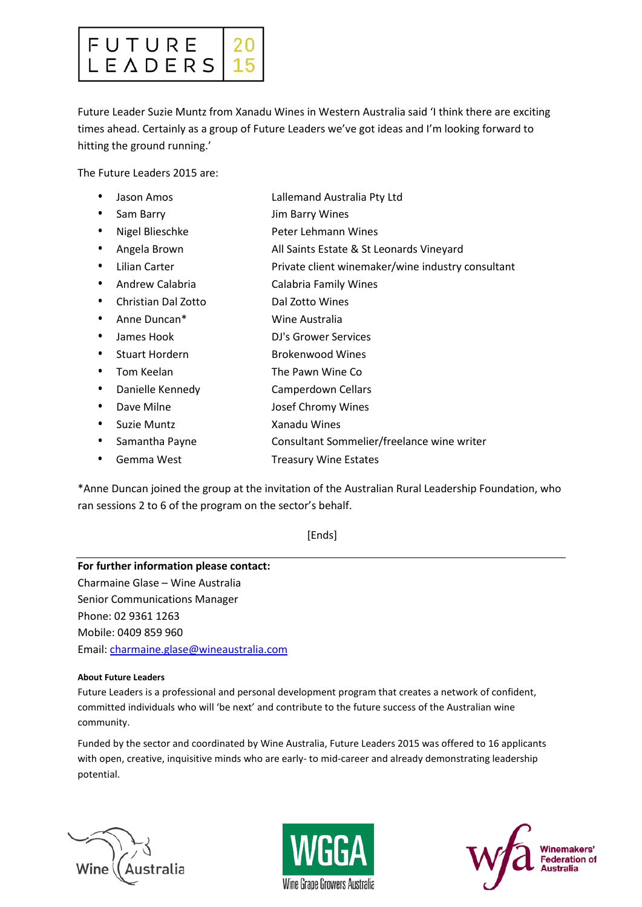Future Leader Suzie Muntz from Xanadu Wines in Western Australia said 'I think there are exciting times ahead. Certainly as a group of Future Leaders we've got ideas and I'm looking forward to hitting the ground running.'

The Future Leaders 2015 are:

- Jason Amos — Lallemand Australia Pty Ltd
- Sam Barry — Jim Barry Wines
- Nigel Blieschke — Peter Lehmann Wines
- Angela Brown — All Saints Estate & St Leonards Vineyard
- Lilian Carter — Private client winemaker/wine industry consultant
- Andrew Calabria — Calabria Family Wines
- Christian Dal Zotto — Dal Zotto Wines
- Anne Duncan* — Wine Australia
- James Hook — DJ's Grower Services
- Stuart Hordern — Brokenwood Wines
- Tom Keelan — The Pawn Wine Co
- Danielle Kennedy — Camperdown Cellars
- Dave Milne — Josef Chromy Wines
- Suzie Muntz — Xanadu Wines
- Samantha Payne — Consultant Sommelier/freelance wine writer
- Gemma West — Treasury Wine Estates

*Anne Duncan joined the group at the invitation of the Australian Rural Leadership Foundation, who ran sessions 2 to 6 of the program on the sector's behalf.

[Ends]

---

**For further information please contact:**
Charmaine Glase – Wine Australia
Senior Communications Manager
Phone: 02 9361 1263
Mobile: 0409 859 960
Email: charmaine.glase@wineaustralia.com

**About Future Leaders**

Future Leaders is a professional and personal development program that creates a network of confident, committed individuals who will 'be next' and contribute to the future success of the Australian wine community.

Funded by the sector and coordinated by Wine Australia, Future Leaders 2015 was offered to 16 applicants with open, creative, inquisitive minds who are early- to mid-career and already demonstrating leadership potential.